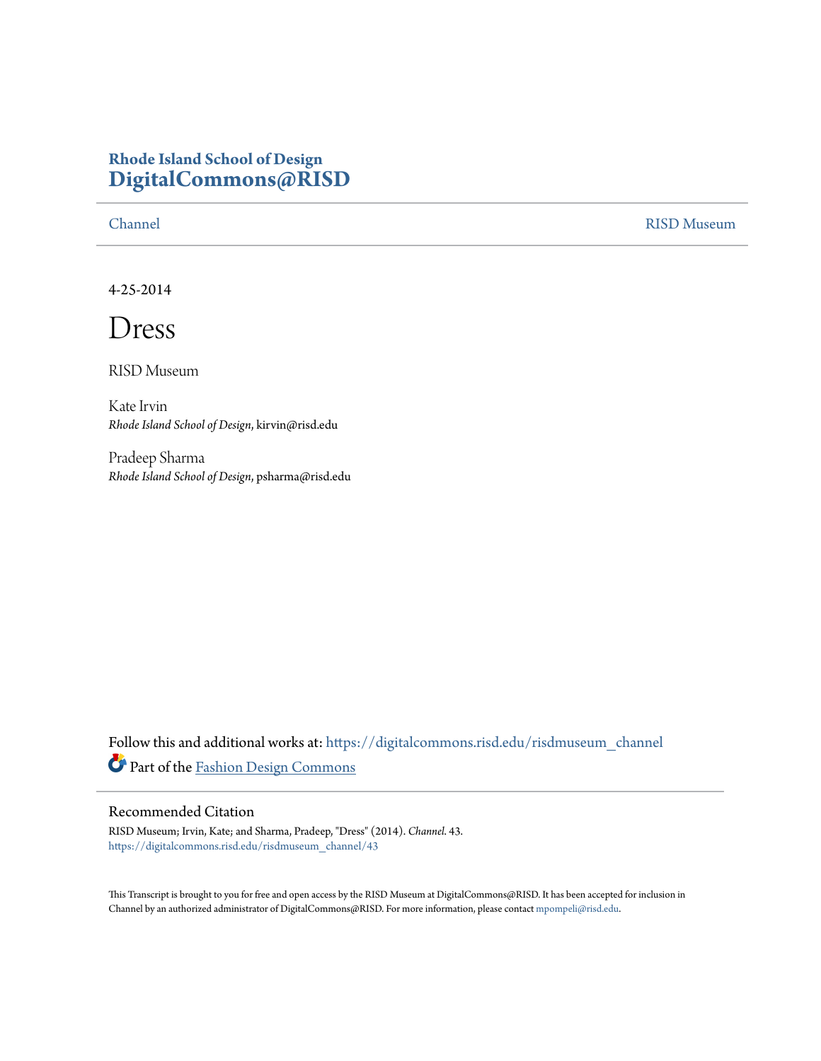**Rhode Island School of Design**
# DigitalCommons@RISD

Channel | RISD Museum

4-25-2014

# Dress

RISD Museum

Kate Irvin
*Rhode Island School of Design*, kirvin@risd.edu

Pradeep Sharma
*Rhode Island School of Design*, psharma@risd.edu

Follow this and additional works at: https://digitalcommons.risd.edu/risdmuseum_channel

Part of the Fashion Design Commons

## Recommended Citation

RISD Museum; Irvin, Kate; and Sharma, Pradeep, "Dress" (2014). *Channel*. 43.
https://digitalcommons.risd.edu/risdmuseum_channel/43

This Transcript is brought to you for free and open access by the RISD Museum at DigitalCommons@RISD. It has been accepted for inclusion in Channel by an authorized administrator of DigitalCommons@RISD. For more information, please contact mpompeli@risd.edu.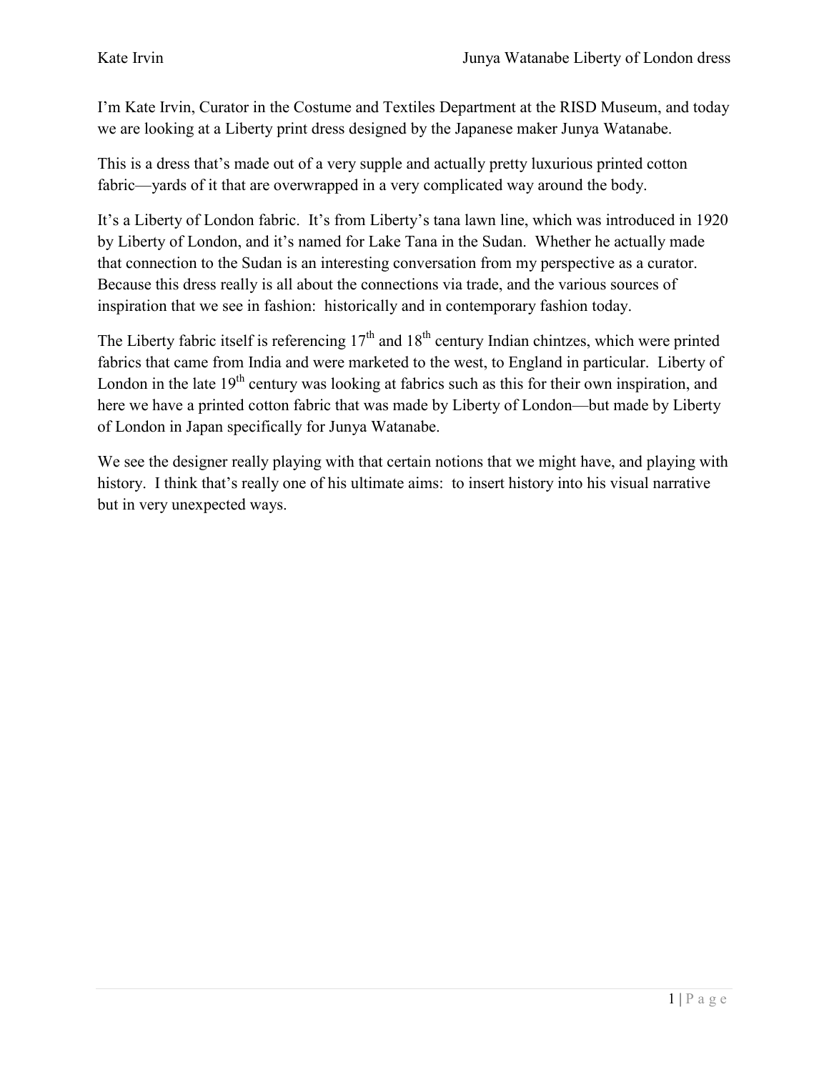I'm Kate Irvin, Curator in the Costume and Textiles Department at the RISD Museum, and today we are looking at a Liberty print dress designed by the Japanese maker Junya Watanabe.

This is a dress that's made out of a very supple and actually pretty luxurious printed cotton fabric—yards of it that are overwrapped in a very complicated way around the body.

It's a Liberty of London fabric. It's from Liberty's tana lawn line, which was introduced in 1920 by Liberty of London, and it's named for Lake Tana in the Sudan. Whether he actually made that connection to the Sudan is an interesting conversation from my perspective as a curator. Because this dress really is all about the connections via trade, and the various sources of inspiration that we see in fashion: historically and in contemporary fashion today.

The Liberty fabric itself is referencing 17th and 18th century Indian chintzes, which were printed fabrics that came from India and were marketed to the west, to England in particular. Liberty of London in the late 19th century was looking at fabrics such as this for their own inspiration, and here we have a printed cotton fabric that was made by Liberty of London—but made by Liberty of London in Japan specifically for Junya Watanabe.

We see the designer really playing with that certain notions that we might have, and playing with history. I think that's really one of his ultimate aims: to insert history into his visual narrative but in very unexpected ways.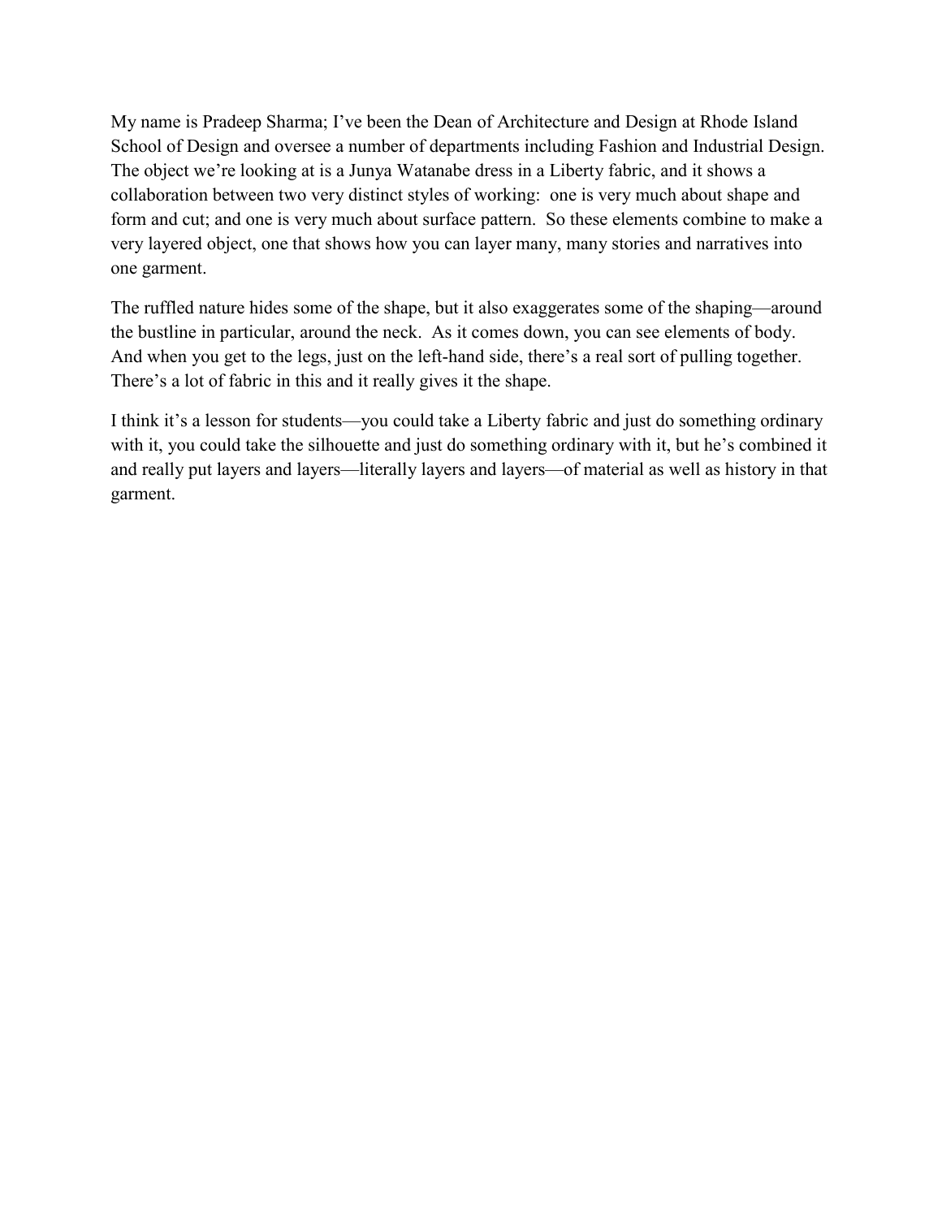My name is Pradeep Sharma; I've been the Dean of Architecture and Design at Rhode Island School of Design and oversee a number of departments including Fashion and Industrial Design. The object we're looking at is a Junya Watanabe dress in a Liberty fabric, and it shows a collaboration between two very distinct styles of working: one is very much about shape and form and cut; and one is very much about surface pattern. So these elements combine to make a very layered object, one that shows how you can layer many, many stories and narratives into one garment.

The ruffled nature hides some of the shape, but it also exaggerates some of the shaping—around the bustline in particular, around the neck. As it comes down, you can see elements of body. And when you get to the legs, just on the left-hand side, there's a real sort of pulling together. There's a lot of fabric in this and it really gives it the shape.

I think it's a lesson for students—you could take a Liberty fabric and just do something ordinary with it, you could take the silhouette and just do something ordinary with it, but he's combined it and really put layers and layers—literally layers and layers—of material as well as history in that garment.